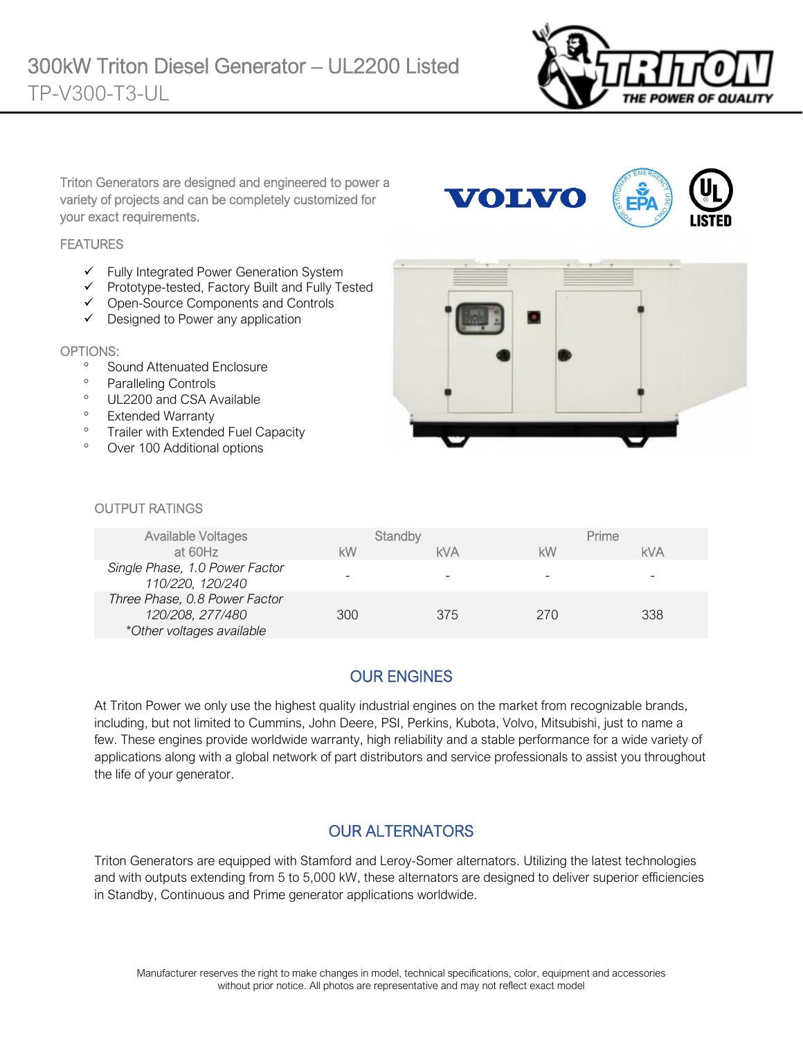# 300kW Triton Diesel Generator – UL2200 Listed

## TP-V300-T3-UL

Triton Generators are designed and engineered to power a variety of projects and can be completely customized for your exact requirements.

### FEATURES

- ✓ Fully Integrated Power Generation System
- ✓ Prototype-tested, Factory Built and Fully Tested
- ✓ Open-Source Components and Controls
- ✓ Designed to Power any application

### OPTIONS:

- Sound Attenuated Enclosure
- Paralleling Controls
- UL2200 and CSA Available
- Extended Warranty
- Trailer with Extended Fuel Capacity
- Over 100 Additional options

### OUTPUT RATINGS

| Available Voltages at 60Hz | Standby | | Prime | |
|---|---|---|---|---|
| | kW | kVA | kW | kVA |
| *Single Phase, 1.0 Power Factor 110/220, 120/240* | - | - | - | - |
| *Three Phase, 0.8 Power Factor 120/208, 277/480 \*Other voltages available* | 300 | 375 | 270 | 338 |

## OUR ENGINES

At Triton Power we only use the highest quality industrial engines on the market from recognizable brands, including, but not limited to Cummins, John Deere, PSI, Perkins, Kubota, Volvo, Mitsubishi, just to name a few. These engines provide worldwide warranty, high reliability and a stable performance for a wide variety of applications along with a global network of part distributors and service professionals to assist you throughout the life of your generator.

## OUR ALTERNATORS

Triton Generators are equipped with Stamford and Leroy-Somer alternators. Utilizing the latest technologies and with outputs extending from 5 to 5,000 kW, these alternators are designed to deliver superior efficiencies in Standby, Continuous and Prime generator applications worldwide.

Manufacturer reserves the right to make changes in model, technical specifications, color, equipment and accessories without prior notice. All photos are representative and may not reflect exact model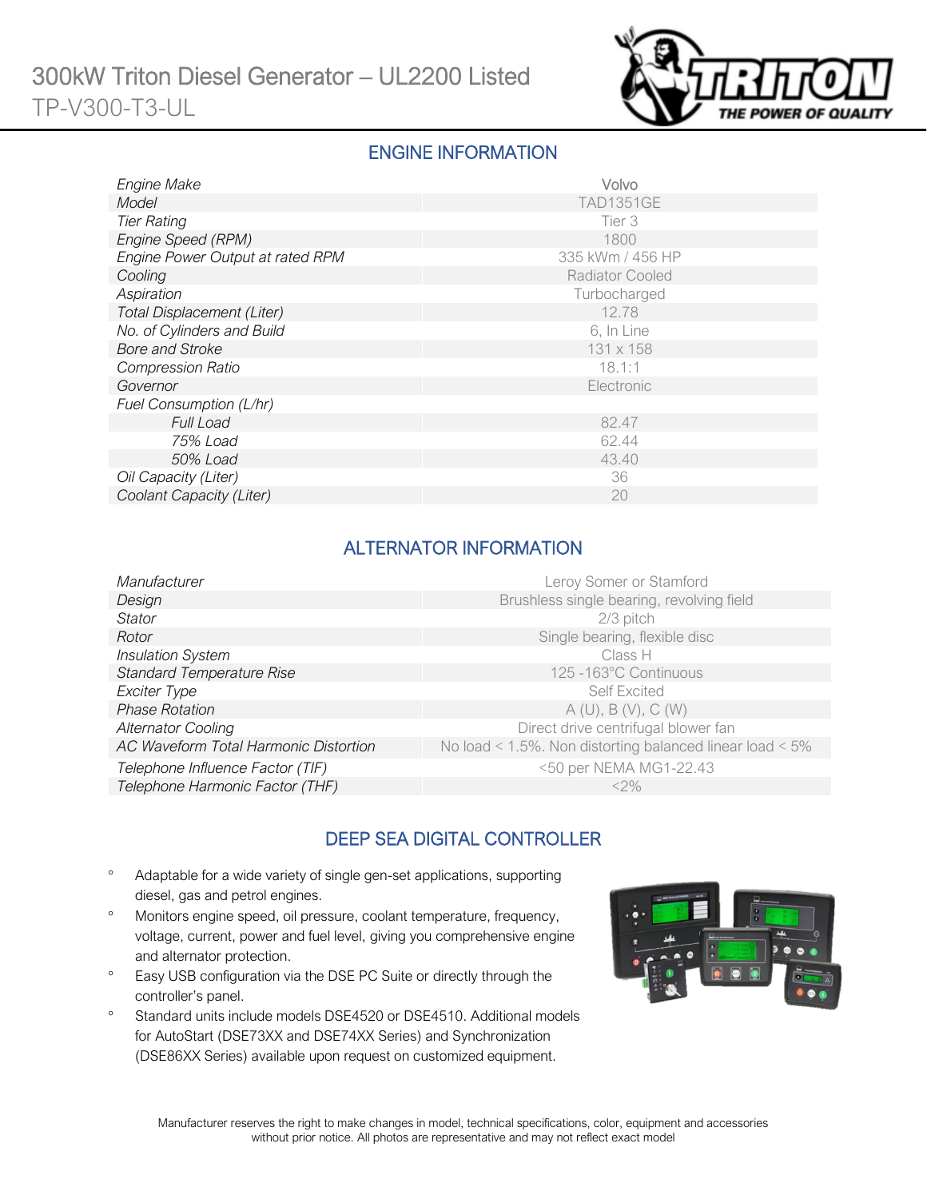# 300kW Triton Diesel Generator – UL2200 Listed

TP-V300-T3-UL

## ENGINE INFORMATION

| | |
|---|---|
| *Engine Make* | Volvo |
| *Model* | TAD1351GE |
| *Tier Rating* | Tier 3 |
| *Engine Speed (RPM)* | 1800 |
| *Engine Power Output at rated RPM* | 335 kWm / 456 HP |
| *Cooling* | Radiator Cooled |
| *Aspiration* | Turbocharged |
| *Total Displacement (Liter)* | 12.78 |
| *No. of Cylinders and Build* | 6, In Line |
| *Bore and Stroke* | 131 x 158 |
| *Compression Ratio* | 18.1:1 |
| *Governor* | Electronic |
| *Fuel Consumption (L/hr)* | |
| *Full Load* | 82.47 |
| *75% Load* | 62.44 |
| *50% Load* | 43.40 |
| *Oil Capacity (Liter)* | 36 |
| *Coolant Capacity (Liter)* | 20 |

## ALTERNATOR INFORMATION

| | |
|---|---|
| *Manufacturer* | Leroy Somer or Stamford |
| *Design* | Brushless single bearing, revolving field |
| *Stator* | 2/3 pitch |
| *Rotor* | Single bearing, flexible disc |
| *Insulation System* | Class H |
| *Standard Temperature Rise* | 125 -163°C Continuous |
| *Exciter Type* | Self Excited |
| *Phase Rotation* | A (U), B (V), C (W) |
| *Alternator Cooling* | Direct drive centrifugal blower fan |
| *AC Waveform Total Harmonic Distortion* | No load < 1.5%. Non distorting balanced linear load < 5% |
| *Telephone Influence Factor (TIF)* | <50 per NEMA MG1-22.43 |
| *Telephone Harmonic Factor (THF)* | <2% |

## DEEP SEA DIGITAL CONTROLLER

- Adaptable for a wide variety of single gen-set applications, supporting diesel, gas and petrol engines.
- Monitors engine speed, oil pressure, coolant temperature, frequency, voltage, current, power and fuel level, giving you comprehensive engine and alternator protection.
- Easy USB configuration via the DSE PC Suite or directly through the controller's panel.
- Standard units include models DSE4520 or DSE4510. Additional models for AutoStart (DSE73XX and DSE74XX Series) and Synchronization (DSE86XX Series) available upon request on customized equipment.

Manufacturer reserves the right to make changes in model, technical specifications, color, equipment and accessories without prior notice. All photos are representative and may not reflect exact model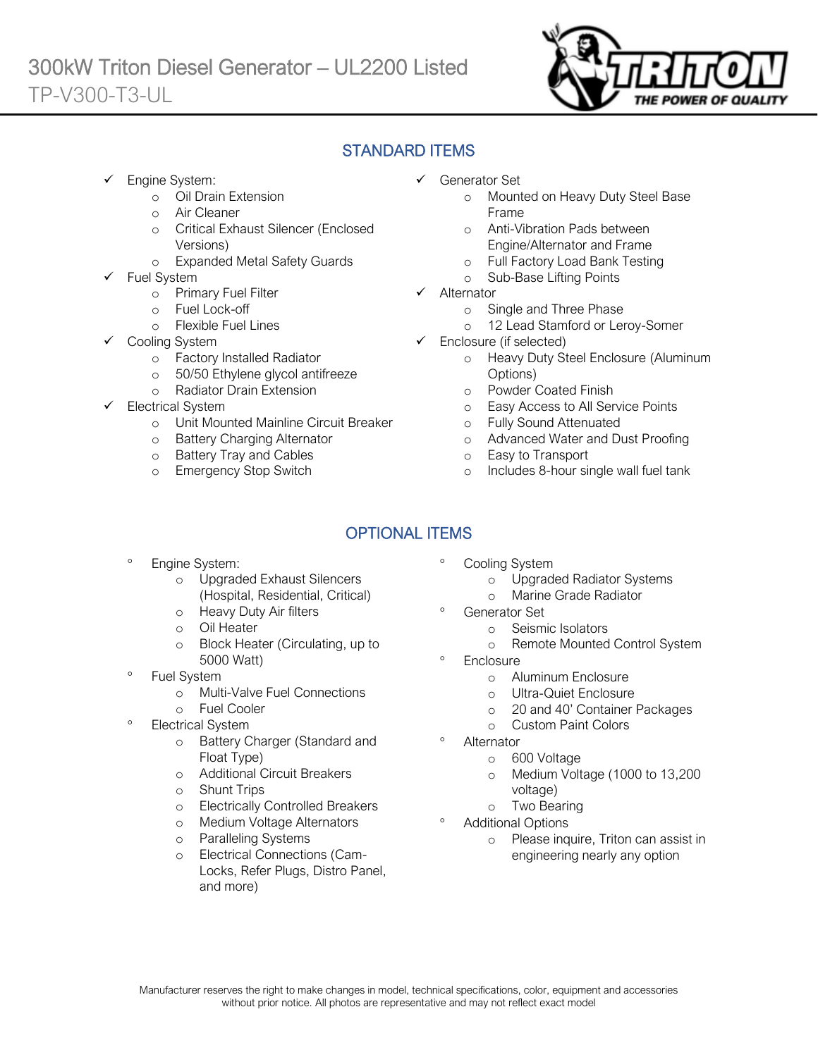# 300kW Triton Diesel Generator – UL2200 Listed

TP-V300-T3-UL

## STANDARD ITEMS

- Engine System:
  - Oil Drain Extension
  - Air Cleaner
  - Critical Exhaust Silencer (Enclosed Versions)
  - Expanded Metal Safety Guards
- Fuel System
  - Primary Fuel Filter
  - Fuel Lock-off
  - Flexible Fuel Lines
- Cooling System
  - Factory Installed Radiator
  - 50/50 Ethylene glycol antifreeze
  - Radiator Drain Extension
- Electrical System
  - Unit Mounted Mainline Circuit Breaker
  - Battery Charging Alternator
  - Battery Tray and Cables
  - Emergency Stop Switch
- Generator Set
  - Mounted on Heavy Duty Steel Base Frame
  - Anti-Vibration Pads between Engine/Alternator and Frame
  - Full Factory Load Bank Testing
  - Sub-Base Lifting Points
- Alternator
  - Single and Three Phase
  - 12 Lead Stamford or Leroy-Somer
- Enclosure (if selected)
  - Heavy Duty Steel Enclosure (Aluminum Options)
  - Powder Coated Finish
  - Easy Access to All Service Points
  - Fully Sound Attenuated
  - Advanced Water and Dust Proofing
  - Easy to Transport
  - Includes 8-hour single wall fuel tank

## OPTIONAL ITEMS

- Engine System:
  - Upgraded Exhaust Silencers (Hospital, Residential, Critical)
  - Heavy Duty Air filters
  - Oil Heater
  - Block Heater (Circulating, up to 5000 Watt)
- Fuel System
  - Multi-Valve Fuel Connections
  - Fuel Cooler
- Electrical System
  - Battery Charger (Standard and Float Type)
  - Additional Circuit Breakers
  - Shunt Trips
  - Electrically Controlled Breakers
  - Medium Voltage Alternators
  - Paralleling Systems
  - Electrical Connections (Cam-Locks, Refer Plugs, Distro Panel, and more)
- Cooling System
  - Upgraded Radiator Systems
  - Marine Grade Radiator
- Generator Set
  - Seismic Isolators
  - Remote Mounted Control System
- Enclosure
  - Aluminum Enclosure
  - Ultra-Quiet Enclosure
  - 20 and 40' Container Packages
  - Custom Paint Colors
- Alternator
  - 600 Voltage
  - Medium Voltage (1000 to 13,200 voltage)
  - Two Bearing
- Additional Options
  - Please inquire, Triton can assist in engineering nearly any option

Manufacturer reserves the right to make changes in model, technical specifications, color, equipment and accessories without prior notice. All photos are representative and may not reflect exact model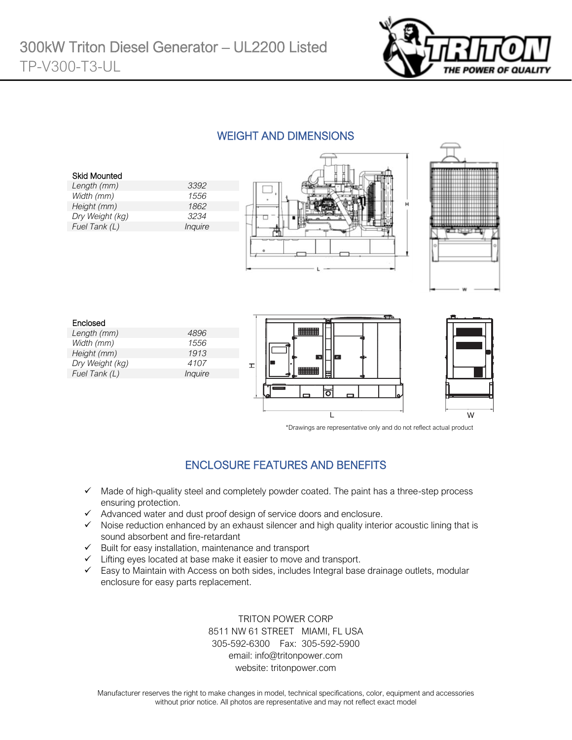# 300kW Triton Diesel Generator – UL2200 Listed

TP-V300-T3-UL

## WEIGHT AND DIMENSIONS

| Skid Mounted | |
|---|---|
| *Length (mm)* | *3392* |
| *Width (mm)* | *1556* |
| *Height (mm)* | *1862* |
| *Dry Weight (kg)* | *3234* |
| *Fuel Tank (L)* | *Inquire* |

| Enclosed | |
|---|---|
| *Length (mm)* | *4896* |
| *Width (mm)* | *1556* |
| *Height (mm)* | *1913* |
| *Dry Weight (kg)* | *4107* |
| *Fuel Tank (L)* | *Inquire* |

*Drawings are representative only and do not reflect actual product

## ENCLOSURE FEATURES AND BENEFITS

- ✓ Made of high-quality steel and completely powder coated. The paint has a three-step process ensuring protection.
- ✓ Advanced water and dust proof design of service doors and enclosure.
- ✓ Noise reduction enhanced by an exhaust silencer and high quality interior acoustic lining that is sound absorbent and fire-retardant
- ✓ Built for easy installation, maintenance and transport
- ✓ Lifting eyes located at base make it easier to move and transport.
- ✓ Easy to Maintain with Access on both sides, includes Integral base drainage outlets, modular enclosure for easy parts replacement.

TRITON POWER CORP
8511 NW 61 STREET MIAMI, FL USA
305-592-6300 Fax: 305-592-5900
email: info@tritonpower.com
website: tritonpower.com

Manufacturer reserves the right to make changes in model, technical specifications, color, equipment and accessories without prior notice. All photos are representative and may not reflect exact model